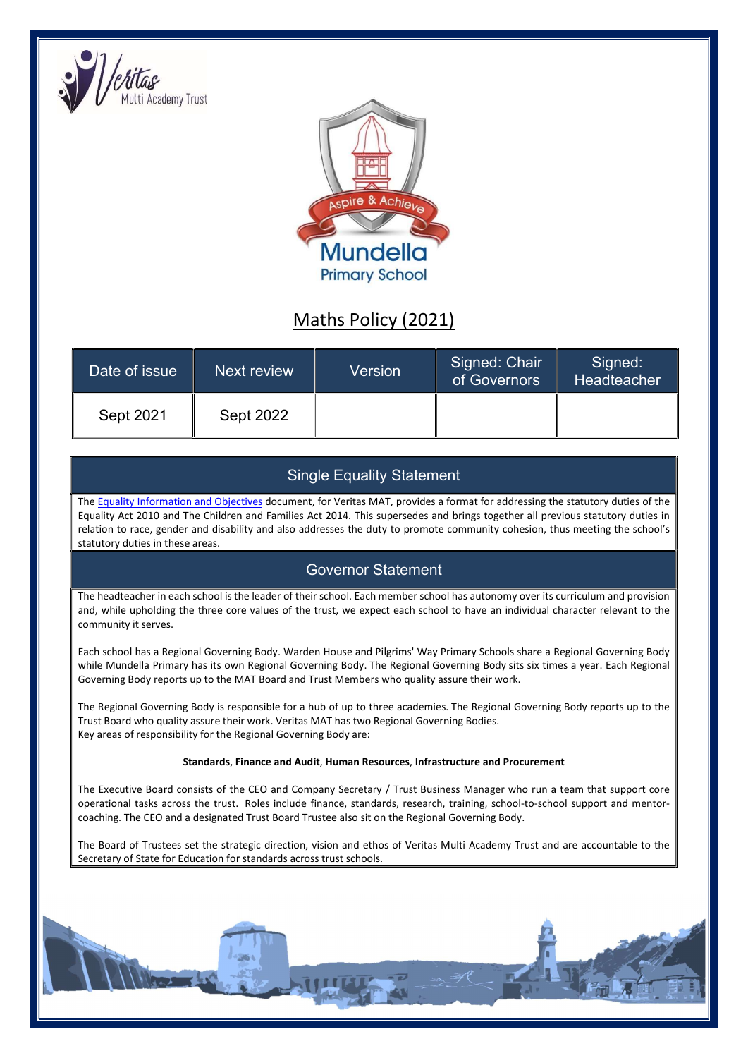# Maths Policy (2021)

| Date of issue | Next review | Version | Signed: Chair of Governors | Signed: Headteacher |
|---|---|---|---|---|
| Sept 2021 | Sept 2022 | | | |

## Single Equality Statement

The Equality Information and Objectives document, for Veritas MAT, provides a format for addressing the statutory duties of the Equality Act 2010 and The Children and Families Act 2014. This supersedes and brings together all previous statutory duties in relation to race, gender and disability and also addresses the duty to promote community cohesion, thus meeting the school's statutory duties in these areas.

## Governor Statement

The headteacher in each school is the leader of their school. Each member school has autonomy over its curriculum and provision and, while upholding the three core values of the trust, we expect each school to have an individual character relevant to the community it serves.

Each school has a Regional Governing Body. Warden House and Pilgrims' Way Primary Schools share a Regional Governing Body while Mundella Primary has its own Regional Governing Body. The Regional Governing Body sits six times a year. Each Regional Governing Body reports up to the MAT Board and Trust Members who quality assure their work.

The Regional Governing Body is responsible for a hub of up to three academies. The Regional Governing Body reports up to the Trust Board who quality assure their work. Veritas MAT has two Regional Governing Bodies.
Key areas of responsibility for the Regional Governing Body are:

**Standards**, **Finance and Audit**, **Human Resources**, **Infrastructure and Procurement**

The Executive Board consists of the CEO and Company Secretary / Trust Business Manager who run a team that support core operational tasks across the trust. Roles include finance, standards, research, training, school-to-school support and mentor-coaching. The CEO and a designated Trust Board Trustee also sit on the Regional Governing Body.

The Board of Trustees set the strategic direction, vision and ethos of Veritas Multi Academy Trust and are accountable to the Secretary of State for Education for standards across trust schools.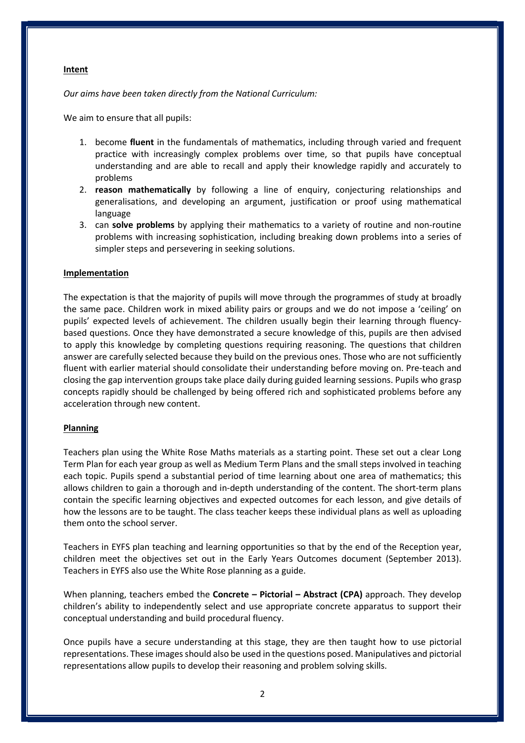## Intent

*Our aims have been taken directly from the National Curriculum:*

We aim to ensure that all pupils:

1. become **fluent** in the fundamentals of mathematics, including through varied and frequent practice with increasingly complex problems over time, so that pupils have conceptual understanding and are able to recall and apply their knowledge rapidly and accurately to problems
2. **reason mathematically** by following a line of enquiry, conjecturing relationships and generalisations, and developing an argument, justification or proof using mathematical language
3. can **solve problems** by applying their mathematics to a variety of routine and non-routine problems with increasing sophistication, including breaking down problems into a series of simpler steps and persevering in seeking solutions.

## Implementation

The expectation is that the majority of pupils will move through the programmes of study at broadly the same pace. Children work in mixed ability pairs or groups and we do not impose a 'ceiling' on pupils' expected levels of achievement. The children usually begin their learning through fluency-based questions. Once they have demonstrated a secure knowledge of this, pupils are then advised to apply this knowledge by completing questions requiring reasoning. The questions that children answer are carefully selected because they build on the previous ones. Those who are not sufficiently fluent with earlier material should consolidate their understanding before moving on. Pre-teach and closing the gap intervention groups take place daily during guided learning sessions. Pupils who grasp concepts rapidly should be challenged by being offered rich and sophisticated problems before any acceleration through new content.

## Planning

Teachers plan using the White Rose Maths materials as a starting point. These set out a clear Long Term Plan for each year group as well as Medium Term Plans and the small steps involved in teaching each topic. Pupils spend a substantial period of time learning about one area of mathematics; this allows children to gain a thorough and in-depth understanding of the content. The short-term plans contain the specific learning objectives and expected outcomes for each lesson, and give details of how the lessons are to be taught. The class teacher keeps these individual plans as well as uploading them onto the school server.

Teachers in EYFS plan teaching and learning opportunities so that by the end of the Reception year, children meet the objectives set out in the Early Years Outcomes document (September 2013). Teachers in EYFS also use the White Rose planning as a guide.

When planning, teachers embed the **Concrete – Pictorial – Abstract (CPA)** approach. They develop children's ability to independently select and use appropriate concrete apparatus to support their conceptual understanding and build procedural fluency.

Once pupils have a secure understanding at this stage, they are then taught how to use pictorial representations. These images should also be used in the questions posed. Manipulatives and pictorial representations allow pupils to develop their reasoning and problem solving skills.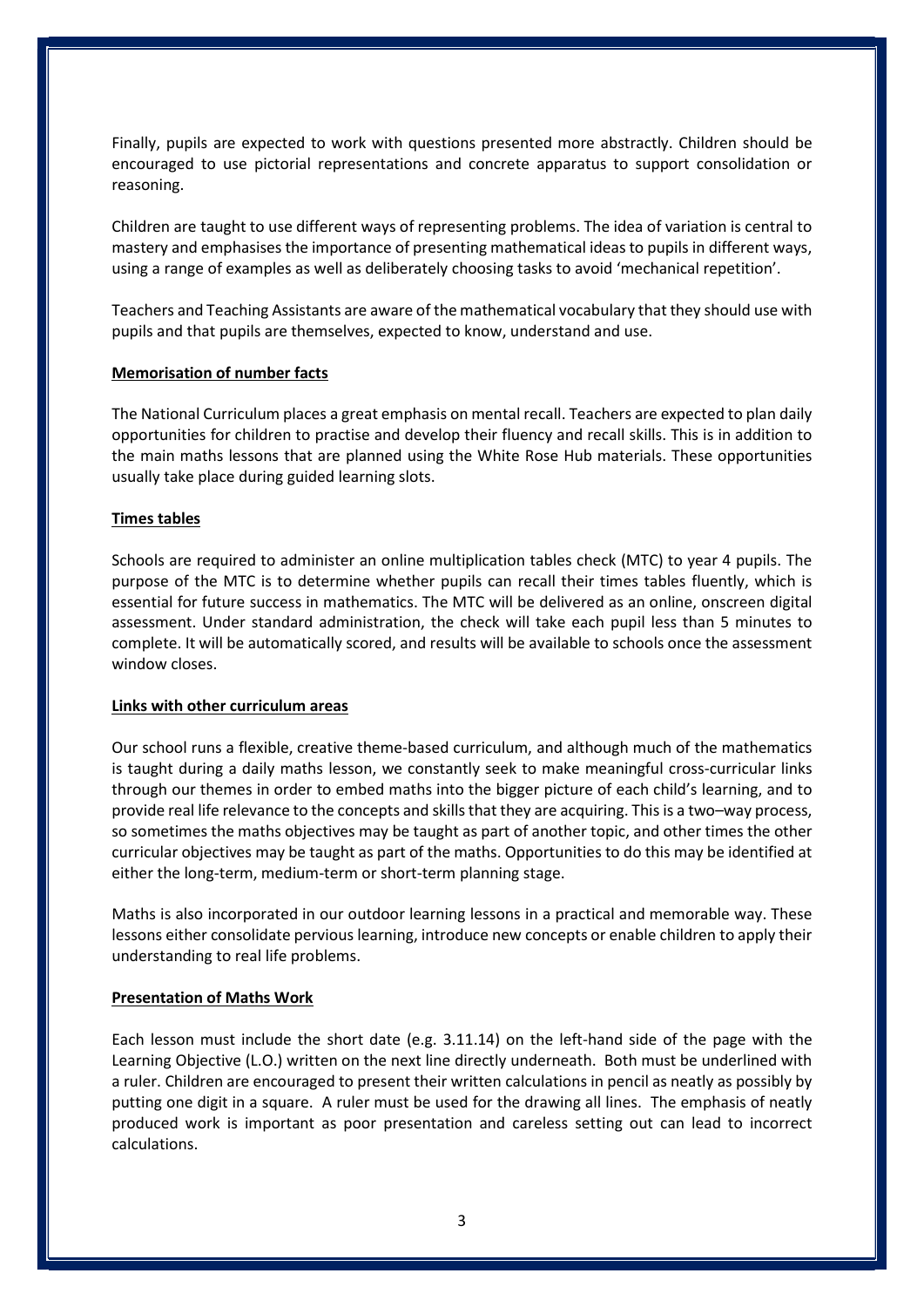Finally, pupils are expected to work with questions presented more abstractly. Children should be encouraged to use pictorial representations and concrete apparatus to support consolidation or reasoning.

Children are taught to use different ways of representing problems. The idea of variation is central to mastery and emphasises the importance of presenting mathematical ideas to pupils in different ways, using a range of examples as well as deliberately choosing tasks to avoid 'mechanical repetition'.

Teachers and Teaching Assistants are aware of the mathematical vocabulary that they should use with pupils and that pupils are themselves, expected to know, understand and use.

## Memorisation of number facts

The National Curriculum places a great emphasis on mental recall. Teachers are expected to plan daily opportunities for children to practise and develop their fluency and recall skills. This is in addition to the main maths lessons that are planned using the White Rose Hub materials. These opportunities usually take place during guided learning slots.

## Times tables

Schools are required to administer an online multiplication tables check (MTC) to year 4 pupils. The purpose of the MTC is to determine whether pupils can recall their times tables fluently, which is essential for future success in mathematics. The MTC will be delivered as an online, onscreen digital assessment. Under standard administration, the check will take each pupil less than 5 minutes to complete. It will be automatically scored, and results will be available to schools once the assessment window closes.

## Links with other curriculum areas

Our school runs a flexible, creative theme-based curriculum, and although much of the mathematics is taught during a daily maths lesson, we constantly seek to make meaningful cross-curricular links through our themes in order to embed maths into the bigger picture of each child's learning, and to provide real life relevance to the concepts and skills that they are acquiring. This is a two–way process, so sometimes the maths objectives may be taught as part of another topic, and other times the other curricular objectives may be taught as part of the maths. Opportunities to do this may be identified at either the long-term, medium-term or short-term planning stage.

Maths is also incorporated in our outdoor learning lessons in a practical and memorable way. These lessons either consolidate pervious learning, introduce new concepts or enable children to apply their understanding to real life problems.

## Presentation of Maths Work

Each lesson must include the short date (e.g. 3.11.14) on the left-hand side of the page with the Learning Objective (L.O.) written on the next line directly underneath. Both must be underlined with a ruler. Children are encouraged to present their written calculations in pencil as neatly as possibly by putting one digit in a square. A ruler must be used for the drawing all lines. The emphasis of neatly produced work is important as poor presentation and careless setting out can lead to incorrect calculations.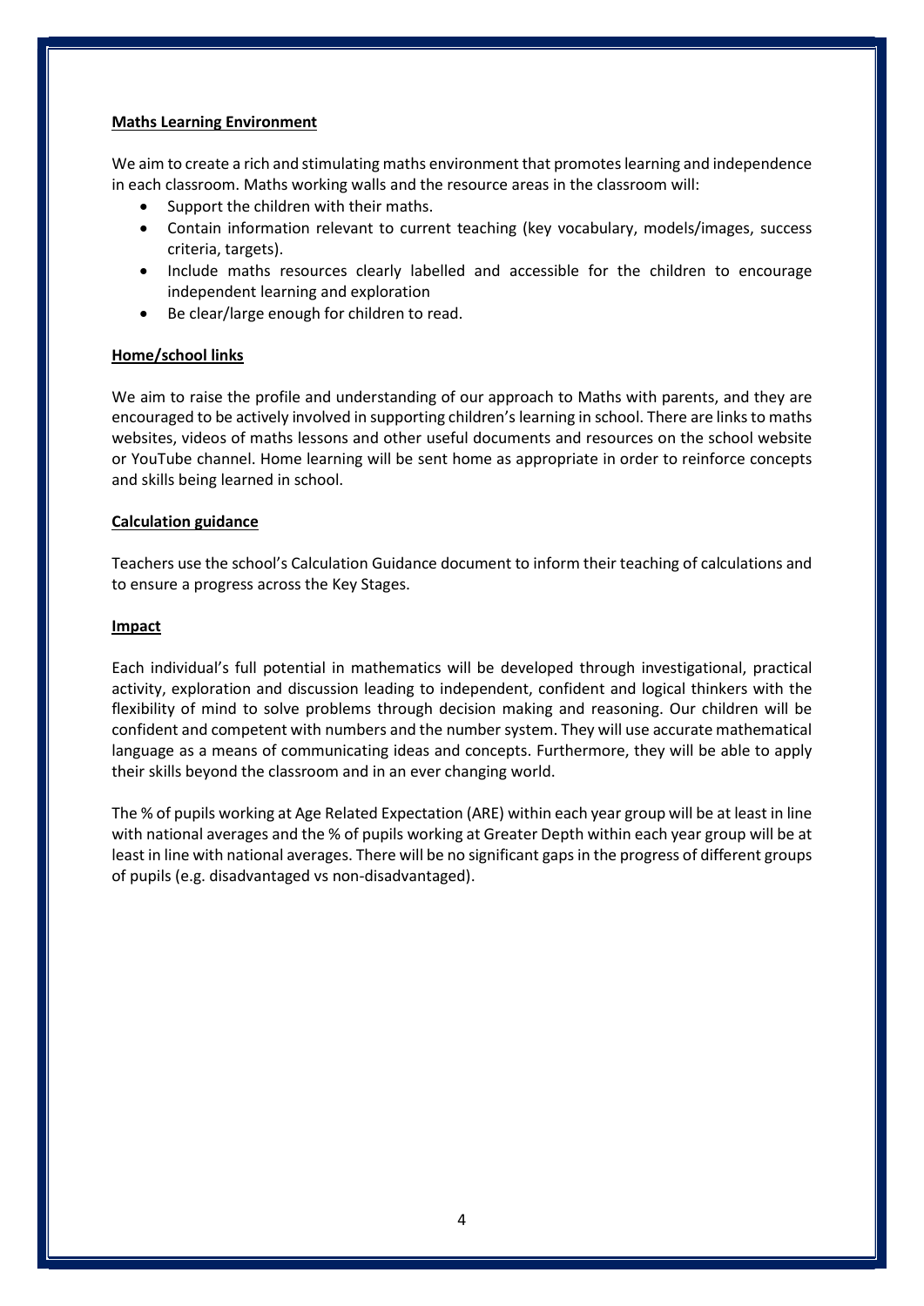## Maths Learning Environment

We aim to create a rich and stimulating maths environment that promotes learning and independence in each classroom. Maths working walls and the resource areas in the classroom will:

- Support the children with their maths.
- Contain information relevant to current teaching (key vocabulary, models/images, success criteria, targets).
- Include maths resources clearly labelled and accessible for the children to encourage independent learning and exploration
- Be clear/large enough for children to read.

## Home/school links

We aim to raise the profile and understanding of our approach to Maths with parents, and they are encouraged to be actively involved in supporting children's learning in school. There are links to maths websites, videos of maths lessons and other useful documents and resources on the school website or YouTube channel. Home learning will be sent home as appropriate in order to reinforce concepts and skills being learned in school.

## Calculation guidance

Teachers use the school's Calculation Guidance document to inform their teaching of calculations and to ensure a progress across the Key Stages.

## Impact

Each individual's full potential in mathematics will be developed through investigational, practical activity, exploration and discussion leading to independent, confident and logical thinkers with the flexibility of mind to solve problems through decision making and reasoning. Our children will be confident and competent with numbers and the number system. They will use accurate mathematical language as a means of communicating ideas and concepts. Furthermore, they will be able to apply their skills beyond the classroom and in an ever changing world.

The % of pupils working at Age Related Expectation (ARE) within each year group will be at least in line with national averages and the % of pupils working at Greater Depth within each year group will be at least in line with national averages. There will be no significant gaps in the progress of different groups of pupils (e.g. disadvantaged vs non-disadvantaged).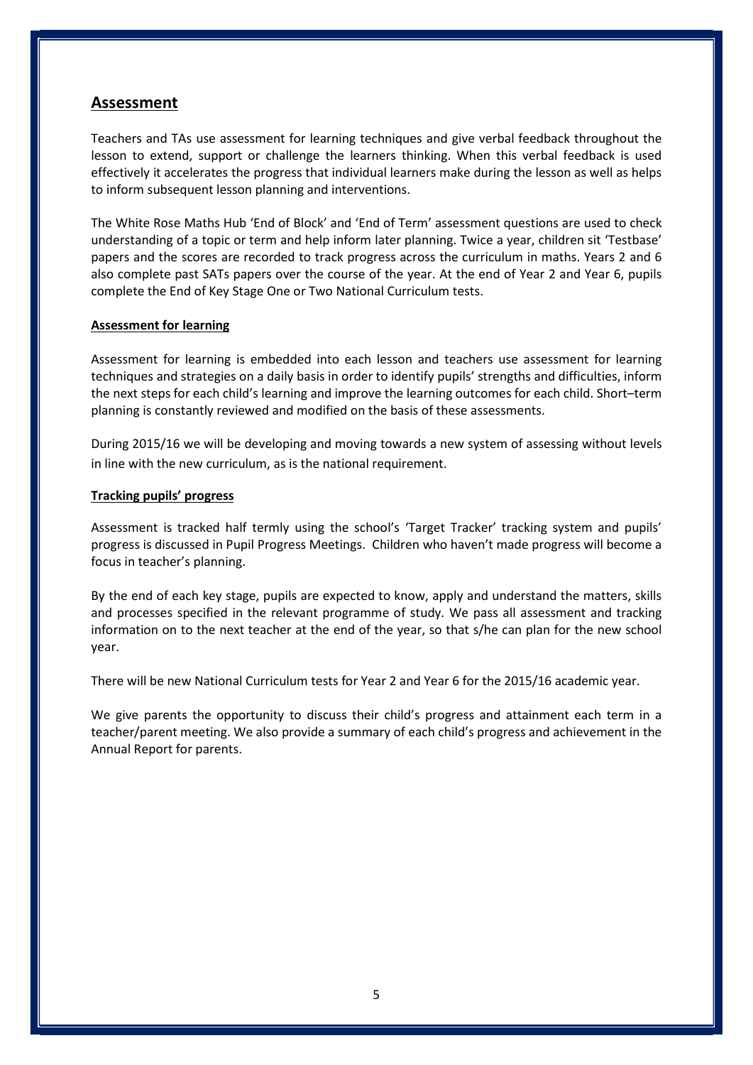## Assessment

Teachers and TAs use assessment for learning techniques and give verbal feedback throughout the lesson to extend, support or challenge the learners thinking. When this verbal feedback is used effectively it accelerates the progress that individual learners make during the lesson as well as helps to inform subsequent lesson planning and interventions.

The White Rose Maths Hub 'End of Block' and 'End of Term' assessment questions are used to check understanding of a topic or term and help inform later planning. Twice a year, children sit 'Testbase' papers and the scores are recorded to track progress across the curriculum in maths. Years 2 and 6 also complete past SATs papers over the course of the year. At the end of Year 2 and Year 6, pupils complete the End of Key Stage One or Two National Curriculum tests.

### Assessment for learning

Assessment for learning is embedded into each lesson and teachers use assessment for learning techniques and strategies on a daily basis in order to identify pupils' strengths and difficulties, inform the next steps for each child's learning and improve the learning outcomes for each child. Short–term planning is constantly reviewed and modified on the basis of these assessments.

During 2015/16 we will be developing and moving towards a new system of assessing without levels in line with the new curriculum, as is the national requirement.

### Tracking pupils' progress

Assessment is tracked half termly using the school's 'Target Tracker' tracking system and pupils' progress is discussed in Pupil Progress Meetings. Children who haven't made progress will become a focus in teacher's planning.

By the end of each key stage, pupils are expected to know, apply and understand the matters, skills and processes specified in the relevant programme of study. We pass all assessment and tracking information on to the next teacher at the end of the year, so that s/he can plan for the new school year.

There will be new National Curriculum tests for Year 2 and Year 6 for the 2015/16 academic year.

We give parents the opportunity to discuss their child's progress and attainment each term in a teacher/parent meeting. We also provide a summary of each child's progress and achievement in the Annual Report for parents.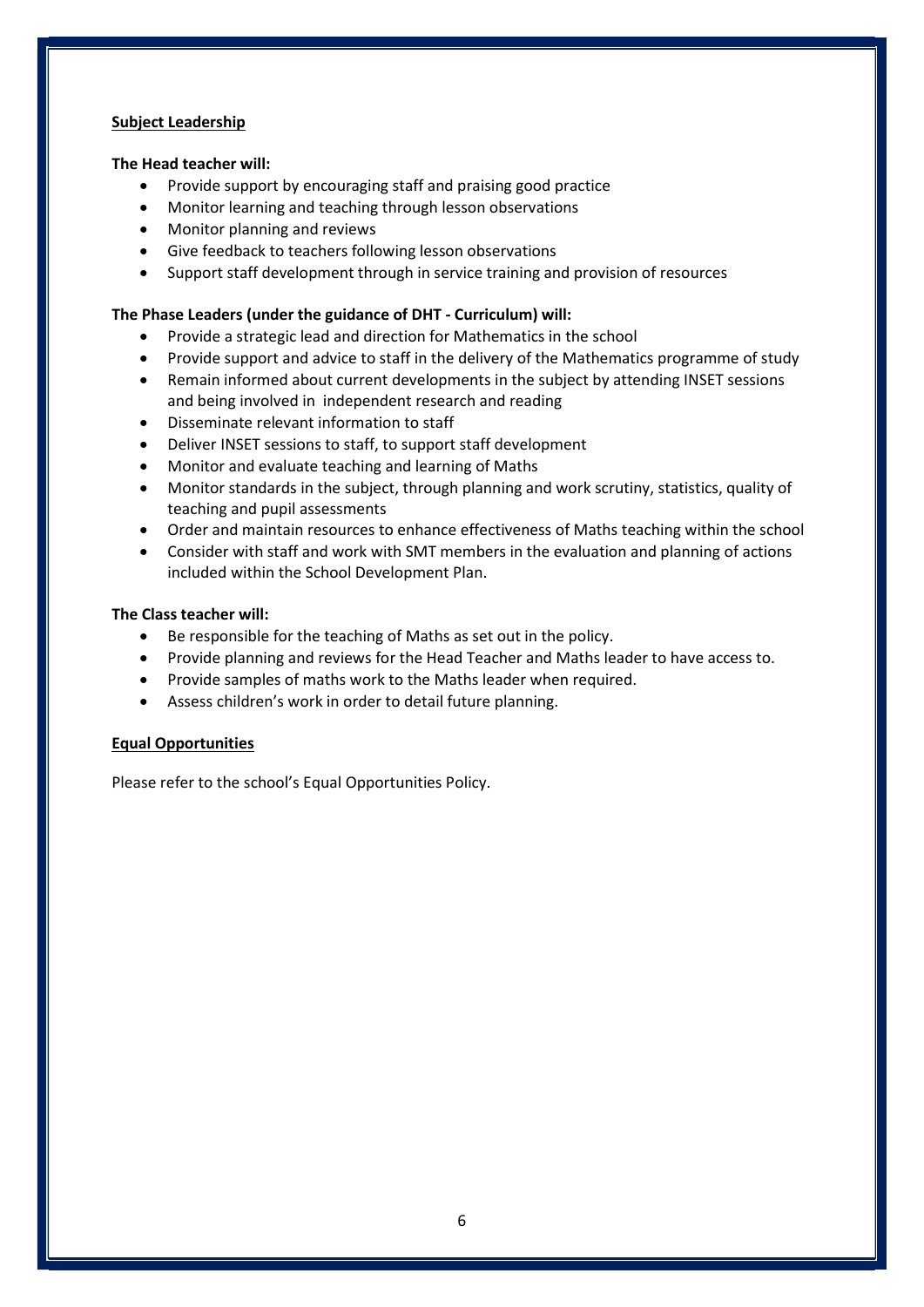## Subject Leadership

**The Head teacher will:**

- Provide support by encouraging staff and praising good practice
- Monitor learning and teaching through lesson observations
- Monitor planning and reviews
- Give feedback to teachers following lesson observations
- Support staff development through in service training and provision of resources

**The Phase Leaders (under the guidance of DHT - Curriculum) will:**

- Provide a strategic lead and direction for Mathematics in the school
- Provide support and advice to staff in the delivery of the Mathematics programme of study
- Remain informed about current developments in the subject by attending INSET sessions and being involved in independent research and reading
- Disseminate relevant information to staff
- Deliver INSET sessions to staff, to support staff development
- Monitor and evaluate teaching and learning of Maths
- Monitor standards in the subject, through planning and work scrutiny, statistics, quality of teaching and pupil assessments
- Order and maintain resources to enhance effectiveness of Maths teaching within the school
- Consider with staff and work with SMT members in the evaluation and planning of actions included within the School Development Plan.

**The Class teacher will:**

- Be responsible for the teaching of Maths as set out in the policy.
- Provide planning and reviews for the Head Teacher and Maths leader to have access to.
- Provide samples of maths work to the Maths leader when required.
- Assess children's work in order to detail future planning.

## Equal Opportunities

Please refer to the school's Equal Opportunities Policy.